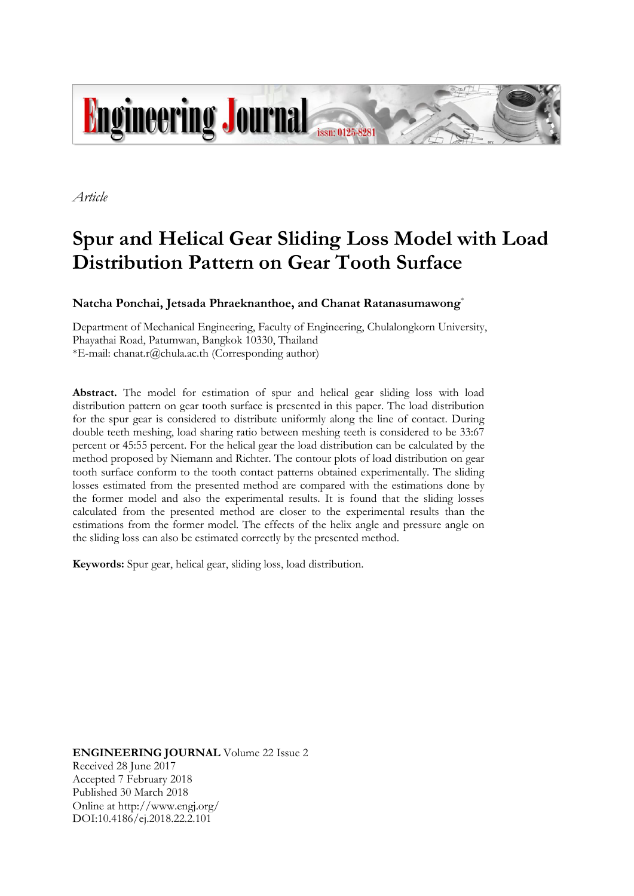Engineering Journal issn: 0125-8281

*Article*

# Spur and Helical Gear Sliding Loss Model with Load Distribution Pattern on Gear Tooth Surface

**Natcha Ponchai, Jetsada Phraeknanthoe, and Chanat Ratanasumawong***

Department of Mechanical Engineering, Faculty of Engineering, Chulalongkorn University, Phayathai Road, Patumwan, Bangkok 10330, Thailand
*E-mail: chanat.r@chula.ac.th (Corresponding author)

**Abstract.** The model for estimation of spur and helical gear sliding loss with load distribution pattern on gear tooth surface is presented in this paper. The load distribution for the spur gear is considered to distribute uniformly along the line of contact. During double teeth meshing, load sharing ratio between meshing teeth is considered to be 33:67 percent or 45:55 percent. For the helical gear the load distribution can be calculated by the method proposed by Niemann and Richter. The contour plots of load distribution on gear tooth surface conform to the tooth contact patterns obtained experimentally. The sliding losses estimated from the presented method are compared with the estimations done by the former model and also the experimental results. It is found that the sliding losses calculated from the presented method are closer to the experimental results than the estimations from the former model. The effects of the helix angle and pressure angle on the sliding loss can also be estimated correctly by the presented method.

**Keywords:** Spur gear, helical gear, sliding loss, load distribution.

**ENGINEERING JOURNAL** Volume 22 Issue 2
Received 28 June 2017
Accepted 7 February 2018
Published 30 March 2018
Online at http://www.engj.org/
DOI:10.4186/ej.2018.22.2.101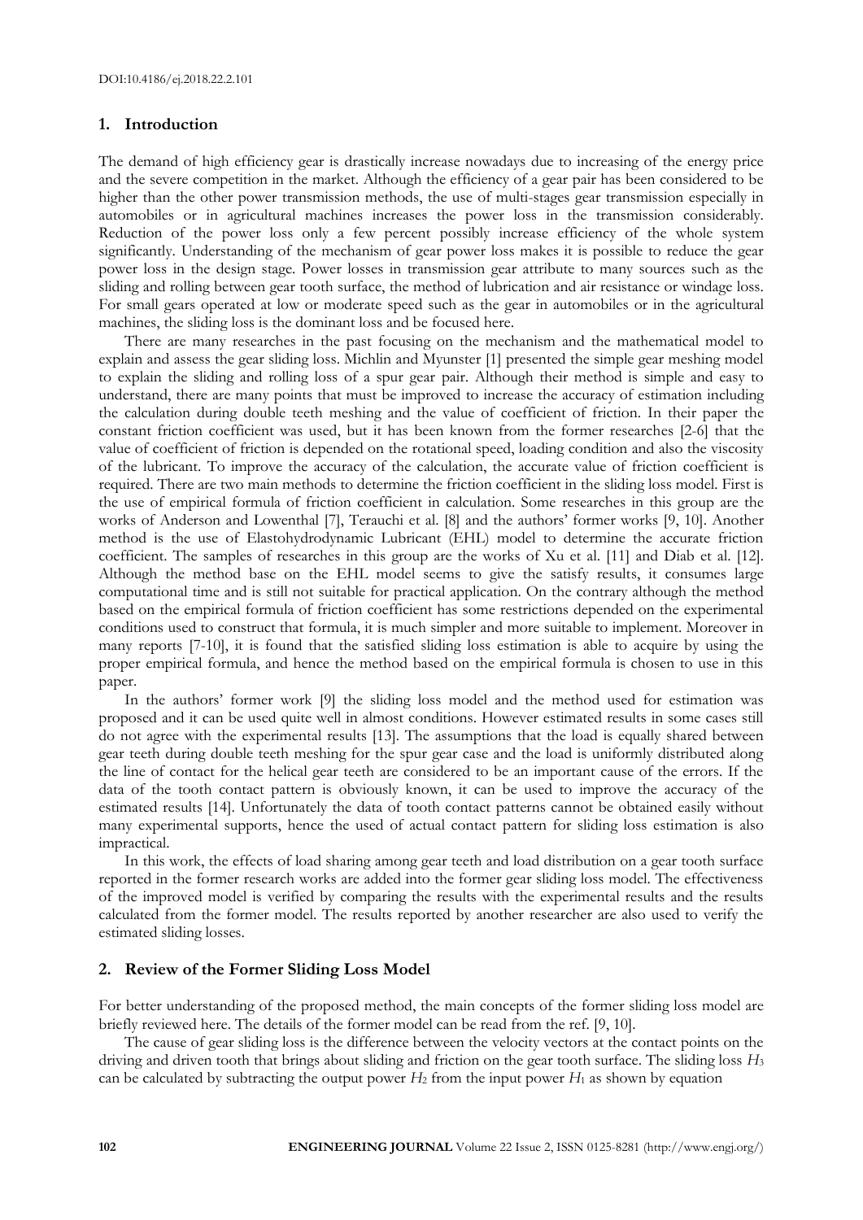## 1. Introduction

The demand of high efficiency gear is drastically increase nowadays due to increasing of the energy price and the severe competition in the market. Although the efficiency of a gear pair has been considered to be higher than the other power transmission methods, the use of multi-stages gear transmission especially in automobiles or in agricultural machines increases the power loss in the transmission considerably. Reduction of the power loss only a few percent possibly increase efficiency of the whole system significantly. Understanding of the mechanism of gear power loss makes it is possible to reduce the gear power loss in the design stage. Power losses in transmission gear attribute to many sources such as the sliding and rolling between gear tooth surface, the method of lubrication and air resistance or windage loss. For small gears operated at low or moderate speed such as the gear in automobiles or in the agricultural machines, the sliding loss is the dominant loss and be focused here.

There are many researches in the past focusing on the mechanism and the mathematical model to explain and assess the gear sliding loss. Michlin and Myunster [1] presented the simple gear meshing model to explain the sliding and rolling loss of a spur gear pair. Although their method is simple and easy to understand, there are many points that must be improved to increase the accuracy of estimation including the calculation during double teeth meshing and the value of coefficient of friction. In their paper the constant friction coefficient was used, but it has been known from the former researches [2-6] that the value of coefficient of friction is depended on the rotational speed, loading condition and also the viscosity of the lubricant. To improve the accuracy of the calculation, the accurate value of friction coefficient is required. There are two main methods to determine the friction coefficient in the sliding loss model. First is the use of empirical formula of friction coefficient in calculation. Some researches in this group are the works of Anderson and Lowenthal [7], Terauchi et al. [8] and the authors' former works [9, 10]. Another method is the use of Elastohydrodynamic Lubricant (EHL) model to determine the accurate friction coefficient. The samples of researches in this group are the works of Xu et al. [11] and Diab et al. [12]. Although the method base on the EHL model seems to give the satisfy results, it consumes large computational time and is still not suitable for practical application. On the contrary although the method based on the empirical formula of friction coefficient has some restrictions depended on the experimental conditions used to construct that formula, it is much simpler and more suitable to implement. Moreover in many reports [7-10], it is found that the satisfied sliding loss estimation is able to acquire by using the proper empirical formula, and hence the method based on the empirical formula is chosen to use in this paper.

In the authors' former work [9] the sliding loss model and the method used for estimation was proposed and it can be used quite well in almost conditions. However estimated results in some cases still do not agree with the experimental results [13]. The assumptions that the load is equally shared between gear teeth during double teeth meshing for the spur gear case and the load is uniformly distributed along the line of contact for the helical gear teeth are considered to be an important cause of the errors. If the data of the tooth contact pattern is obviously known, it can be used to improve the accuracy of the estimated results [14]. Unfortunately the data of tooth contact patterns cannot be obtained easily without many experimental supports, hence the used of actual contact pattern for sliding loss estimation is also impractical.

In this work, the effects of load sharing among gear teeth and load distribution on a gear tooth surface reported in the former research works are added into the former gear sliding loss model. The effectiveness of the improved model is verified by comparing the results with the experimental results and the results calculated from the former model. The results reported by another researcher are also used to verify the estimated sliding losses.

## 2. Review of the Former Sliding Loss Model

For better understanding of the proposed method, the main concepts of the former sliding loss model are briefly reviewed here. The details of the former model can be read from the ref. [9, 10].

The cause of gear sliding loss is the difference between the velocity vectors at the contact points on the driving and driven tooth that brings about sliding and friction on the gear tooth surface. The sliding loss $H_3$ can be calculated by subtracting the output power $H_2$ from the input power $H_1$ as shown by equation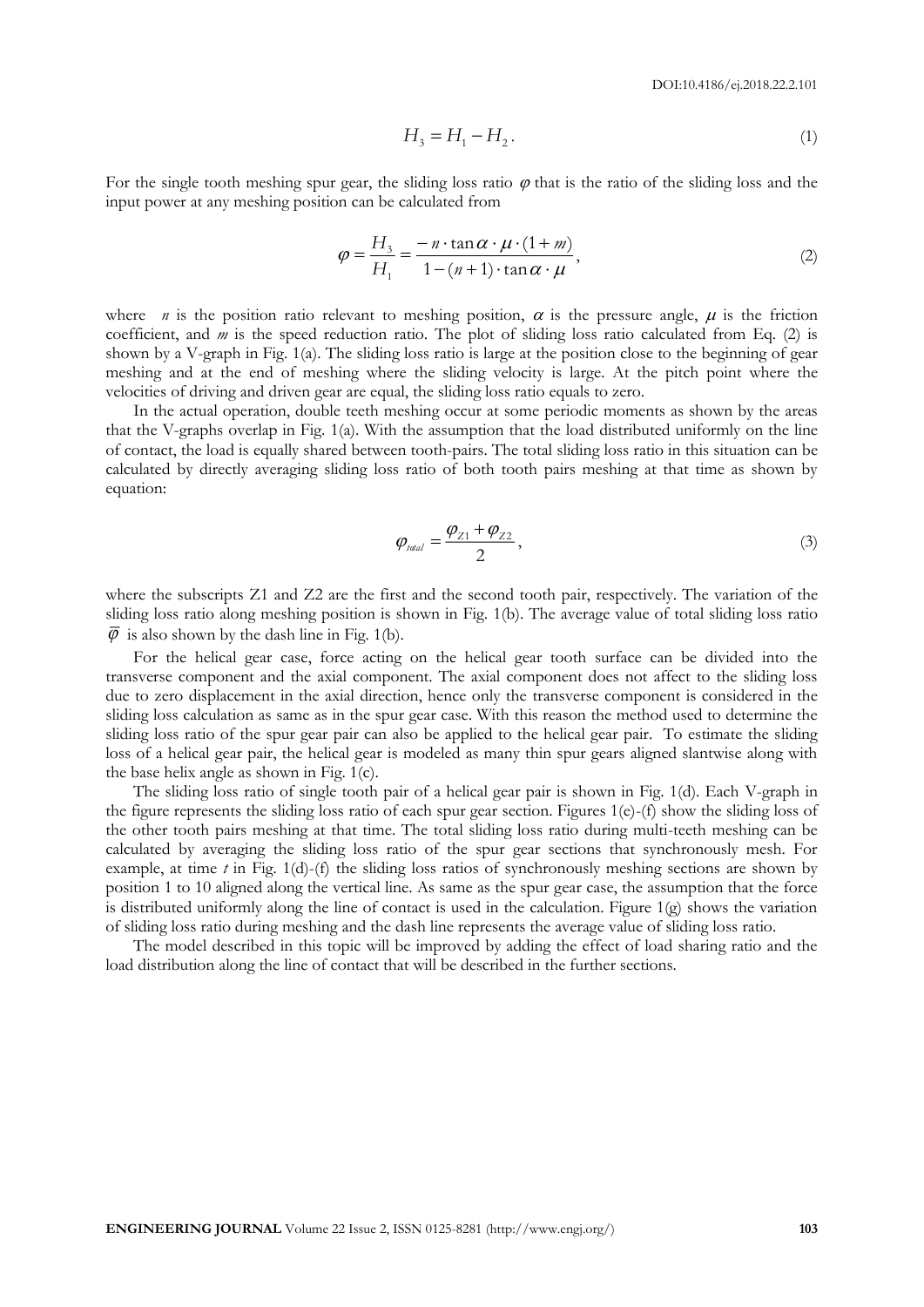$$H_3 = H_1 - H_2. \tag{1}$$

For the single tooth meshing spur gear, the sliding loss ratio $\varphi$ that is the ratio of the sliding loss and the input power at any meshing position can be calculated from

$$\varphi = \frac{H_3}{H_1} = \frac{-n \cdot \tan\alpha \cdot \mu \cdot (1+m)}{1-(n+1) \cdot \tan\alpha \cdot \mu}, \tag{2}$$

where $n$ is the position ratio relevant to meshing position, $\alpha$ is the pressure angle, $\mu$ is the friction coefficient, and $m$ is the speed reduction ratio. The plot of sliding loss ratio calculated from Eq. (2) is shown by a V-graph in Fig. 1(a). The sliding loss ratio is large at the position close to the beginning of gear meshing and at the end of meshing where the sliding velocity is large. At the pitch point where the velocities of driving and driven gear are equal, the sliding loss ratio equals to zero.

In the actual operation, double teeth meshing occur at some periodic moments as shown by the areas that the V-graphs overlap in Fig. 1(a). With the assumption that the load distributed uniformly on the line of contact, the load is equally shared between tooth-pairs. The total sliding loss ratio in this situation can be calculated by directly averaging sliding loss ratio of both tooth pairs meshing at that time as shown by equation:

$$\varphi_{total} = \frac{\varphi_{Z1} + \varphi_{Z2}}{2}, \tag{3}$$

where the subscripts Z1 and Z2 are the first and the second tooth pair, respectively. The variation of the sliding loss ratio along meshing position is shown in Fig. 1(b). The average value of total sliding loss ratio $\bar{\varphi}$ is also shown by the dash line in Fig. 1(b).

For the helical gear case, force acting on the helical gear tooth surface can be divided into the transverse component and the axial component. The axial component does not affect to the sliding loss due to zero displacement in the axial direction, hence only the transverse component is considered in the sliding loss calculation as same as in the spur gear case. With this reason the method used to determine the sliding loss ratio of the spur gear pair can also be applied to the helical gear pair. To estimate the sliding loss of a helical gear pair, the helical gear is modeled as many thin spur gears aligned slantwise along with the base helix angle as shown in Fig. 1(c).

The sliding loss ratio of single tooth pair of a helical gear pair is shown in Fig. 1(d). Each V-graph in the figure represents the sliding loss ratio of each spur gear section. Figures 1(e)-(f) show the sliding loss of the other tooth pairs meshing at that time. The total sliding loss ratio during multi-teeth meshing can be calculated by averaging the sliding loss ratio of the spur gear sections that synchronously mesh. For example, at time $t$ in Fig. 1(d)-(f) the sliding loss ratios of synchronously meshing sections are shown by position 1 to 10 aligned along the vertical line. As same as the spur gear case, the assumption that the force is distributed uniformly along the line of contact is used in the calculation. Figure 1(g) shows the variation of sliding loss ratio during meshing and the dash line represents the average value of sliding loss ratio.

The model described in this topic will be improved by adding the effect of load sharing ratio and the load distribution along the line of contact that will be described in the further sections.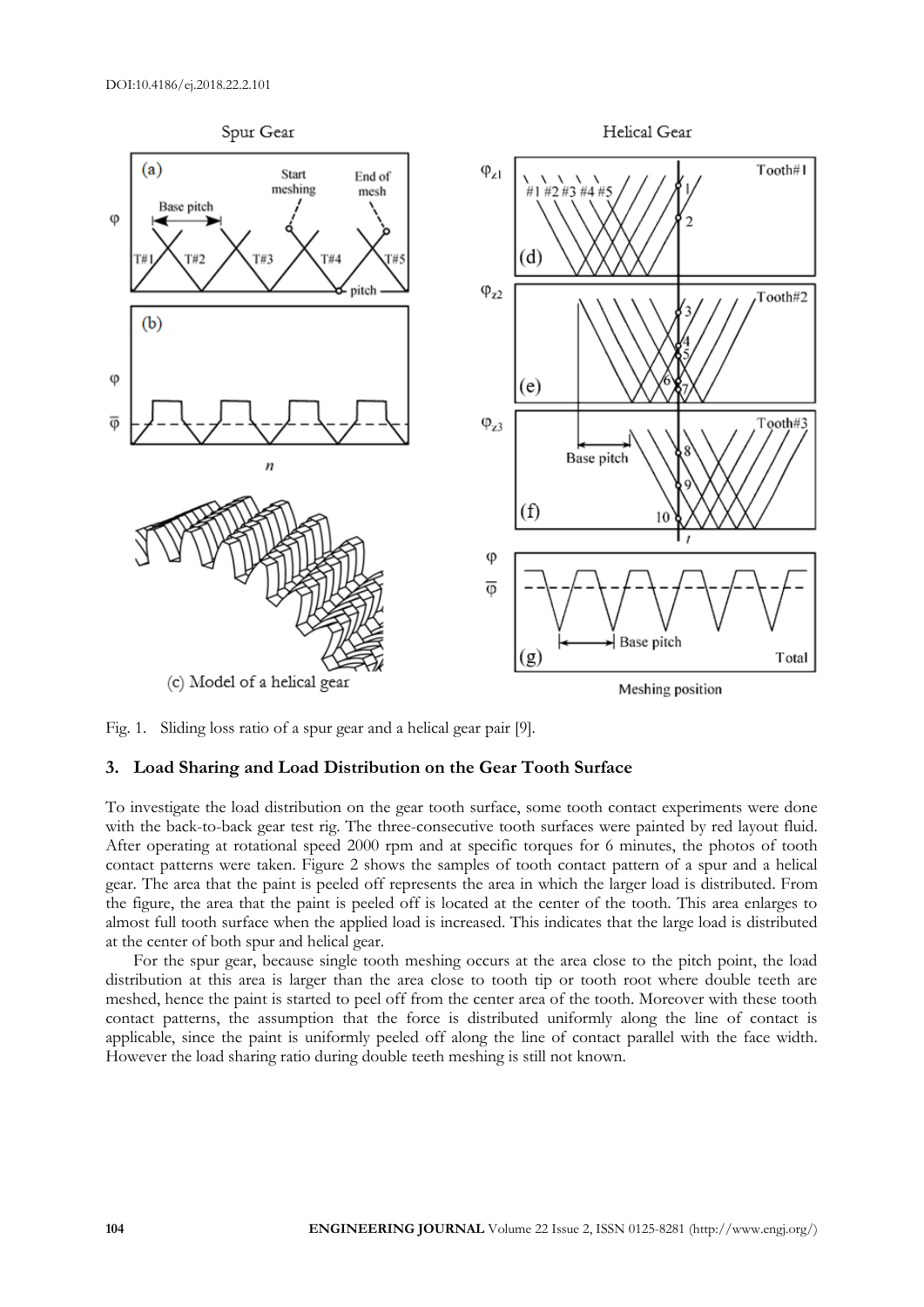Fig. 1. Sliding loss ratio of a spur gear and a helical gear pair [9].

## 3. Load Sharing and Load Distribution on the Gear Tooth Surface

To investigate the load distribution on the gear tooth surface, some tooth contact experiments were done with the back-to-back gear test rig. The three-consecutive tooth surfaces were painted by red layout fluid. After operating at rotational speed 2000 rpm and at specific torques for 6 minutes, the photos of tooth contact patterns were taken. Figure 2 shows the samples of tooth contact pattern of a spur and a helical gear. The area that the paint is peeled off represents the area in which the larger load is distributed. From the figure, the area that the paint is peeled off is located at the center of the tooth. This area enlarges to almost full tooth surface when the applied load is increased. This indicates that the large load is distributed at the center of both spur and helical gear.

For the spur gear, because single tooth meshing occurs at the area close to the pitch point, the load distribution at this area is larger than the area close to tooth tip or tooth root where double teeth are meshed, hence the paint is started to peel off from the center area of the tooth. Moreover with these tooth contact patterns, the assumption that the force is distributed uniformly along the line of contact is applicable, since the paint is uniformly peeled off along the line of contact parallel with the face width. However the load sharing ratio during double teeth meshing is still not known.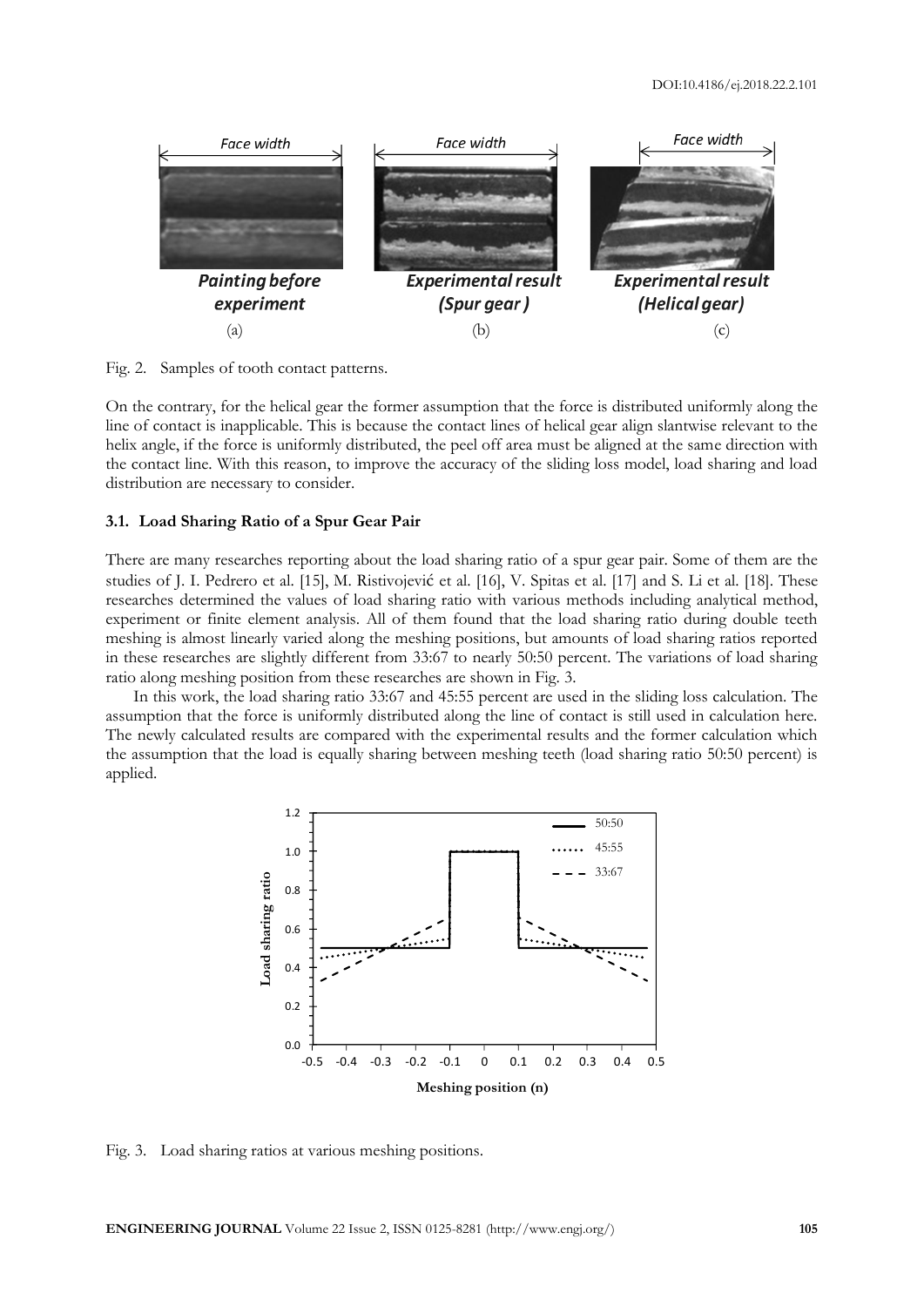Fig. 2. Samples of tooth contact patterns.

On the contrary, for the helical gear the former assumption that the force is distributed uniformly along the line of contact is inapplicable. This is because the contact lines of helical gear align slantwise relevant to the helix angle, if the force is uniformly distributed, the peel off area must be aligned at the same direction with the contact line. With this reason, to improve the accuracy of the sliding loss model, load sharing and load distribution are necessary to consider.

### 3.1. Load Sharing Ratio of a Spur Gear Pair

There are many researches reporting about the load sharing ratio of a spur gear pair. Some of them are the studies of J. I. Pedrero et al. [15], M. Ristivojević et al. [16], V. Spitas et al. [17] and S. Li et al. [18]. These researches determined the values of load sharing ratio with various methods including analytical method, experiment or finite element analysis. All of them found that the load sharing ratio during double teeth meshing is almost linearly varied along the meshing positions, but amounts of load sharing ratios reported in these researches are slightly different from 33:67 to nearly 50:50 percent. The variations of load sharing ratio along meshing position from these researches are shown in Fig. 3.

In this work, the load sharing ratio 33:67 and 45:55 percent are used in the sliding loss calculation. The assumption that the force is uniformly distributed along the line of contact is still used in calculation here. The newly calculated results are compared with the experimental results and the former calculation which the assumption that the load is equally sharing between meshing teeth (load sharing ratio 50:50 percent) is applied.

Fig. 3. Load sharing ratios at various meshing positions.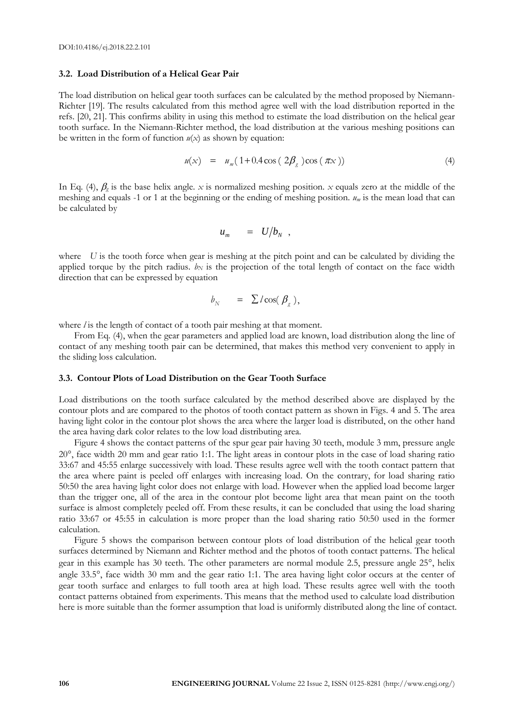### 3.2. Load Distribution of a Helical Gear Pair

The load distribution on helical gear tooth surfaces can be calculated by the method proposed by Niemann-Richter [19]. The results calculated from this method agree well with the load distribution reported in the refs. [20, 21]. This confirms ability in using this method to estimate the load distribution on the helical gear tooth surface. In the Niemann-Richter method, the load distribution at the various meshing positions can be written in the form of function $u(x)$ as shown by equation:

$$u(x) = u_m(1 + 0.4\cos(2\beta_g)\cos(\pi x)) \tag{4}$$

In Eq. (4), $\beta_g$ is the base helix angle. $x$ is normalized meshing position. $x$ equals zero at the middle of the meshing and equals -1 or 1 at the beginning or the ending of meshing position. $u_m$ is the mean load that can be calculated by

$$u_m = U/b_N ,$$

where $U$ is the tooth force when gear is meshing at the pitch point and can be calculated by dividing the applied torque by the pitch radius. $b_N$ is the projection of the total length of contact on the face width direction that can be expressed by equation

$$b_N = \sum l \cos(\beta_g),$$

where $l$ is the length of contact of a tooth pair meshing at that moment.

From Eq. (4), when the gear parameters and applied load are known, load distribution along the line of contact of any meshing tooth pair can be determined, that makes this method very convenient to apply in the sliding loss calculation.

### 3.3. Contour Plots of Load Distribution on the Gear Tooth Surface

Load distributions on the tooth surface calculated by the method described above are displayed by the contour plots and are compared to the photos of tooth contact pattern as shown in Figs. 4 and 5. The area having light color in the contour plot shows the area where the larger load is distributed, on the other hand the area having dark color relates to the low load distributing area.

Figure 4 shows the contact patterns of the spur gear pair having 30 teeth, module 3 mm, pressure angle 20°, face width 20 mm and gear ratio 1:1. The light areas in contour plots in the case of load sharing ratio 33:67 and 45:55 enlarge successively with load. These results agree well with the tooth contact pattern that the area where paint is peeled off enlarges with increasing load. On the contrary, for load sharing ratio 50:50 the area having light color does not enlarge with load. However when the applied load become larger than the trigger one, all of the area in the contour plot become light area that mean paint on the tooth surface is almost completely peeled off. From these results, it can be concluded that using the load sharing ratio 33:67 or 45:55 in calculation is more proper than the load sharing ratio 50:50 used in the former calculation.

Figure 5 shows the comparison between contour plots of load distribution of the helical gear tooth surfaces determined by Niemann and Richter method and the photos of tooth contact patterns. The helical gear in this example has 30 teeth. The other parameters are normal module 2.5, pressure angle 25°, helix angle 33.5°, face width 30 mm and the gear ratio 1:1. The area having light color occurs at the center of gear tooth surface and enlarges to full tooth area at high load. These results agree well with the tooth contact patterns obtained from experiments. This means that the method used to calculate load distribution here is more suitable than the former assumption that load is uniformly distributed along the line of contact.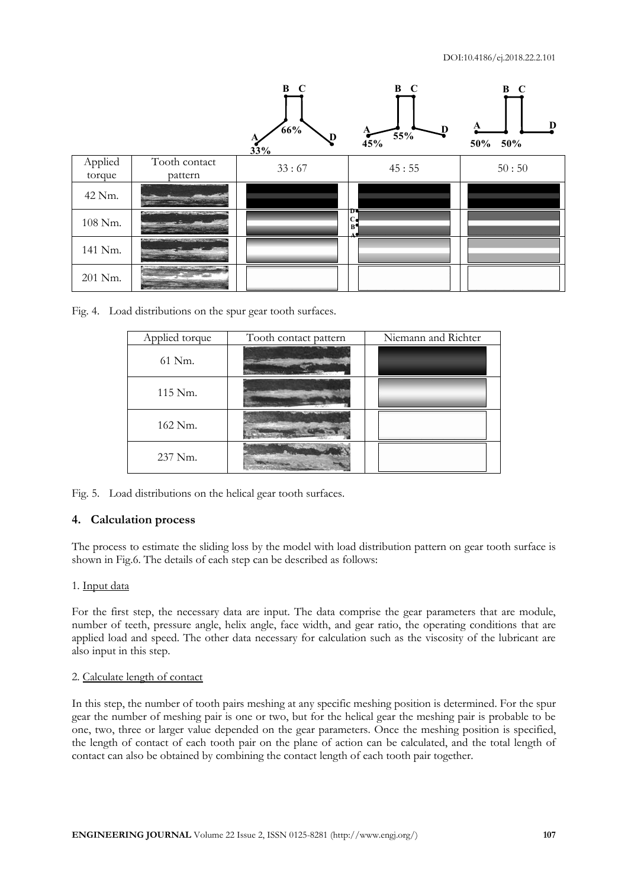| Applied torque | Tooth contact pattern | 33 : 67 | 45 : 55 | 50 : 50 |
|---|---|---|---|---|
| 42 Nm. | | | | |
| 108 Nm. | | | | |
| 141 Nm. | | | | |
| 201 Nm. | | | | |

Fig. 4. Load distributions on the spur gear tooth surfaces.

| Applied torque | Tooth contact pattern | Niemann and Richter |
|---|---|---|
| 61 Nm. | | |
| 115 Nm. | | |
| 162 Nm. | | |
| 237 Nm. | | |

Fig. 5. Load distributions on the helical gear tooth surfaces.

## 4. Calculation process

The process to estimate the sliding loss by the model with load distribution pattern on gear tooth surface is shown in Fig.6. The details of each step can be described as follows:

1. Input data

For the first step, the necessary data are input. The data comprise the gear parameters that are module, number of teeth, pressure angle, helix angle, face width, and gear ratio, the operating conditions that are applied load and speed. The other data necessary for calculation such as the viscosity of the lubricant are also input in this step.

2. Calculate length of contact

In this step, the number of tooth pairs meshing at any specific meshing position is determined. For the spur gear the number of meshing pair is one or two, but for the helical gear the meshing pair is probable to be one, two, three or larger value depended on the gear parameters. Once the meshing position is specified, the length of contact of each tooth pair on the plane of action can be calculated, and the total length of contact can also be obtained by combining the contact length of each tooth pair together.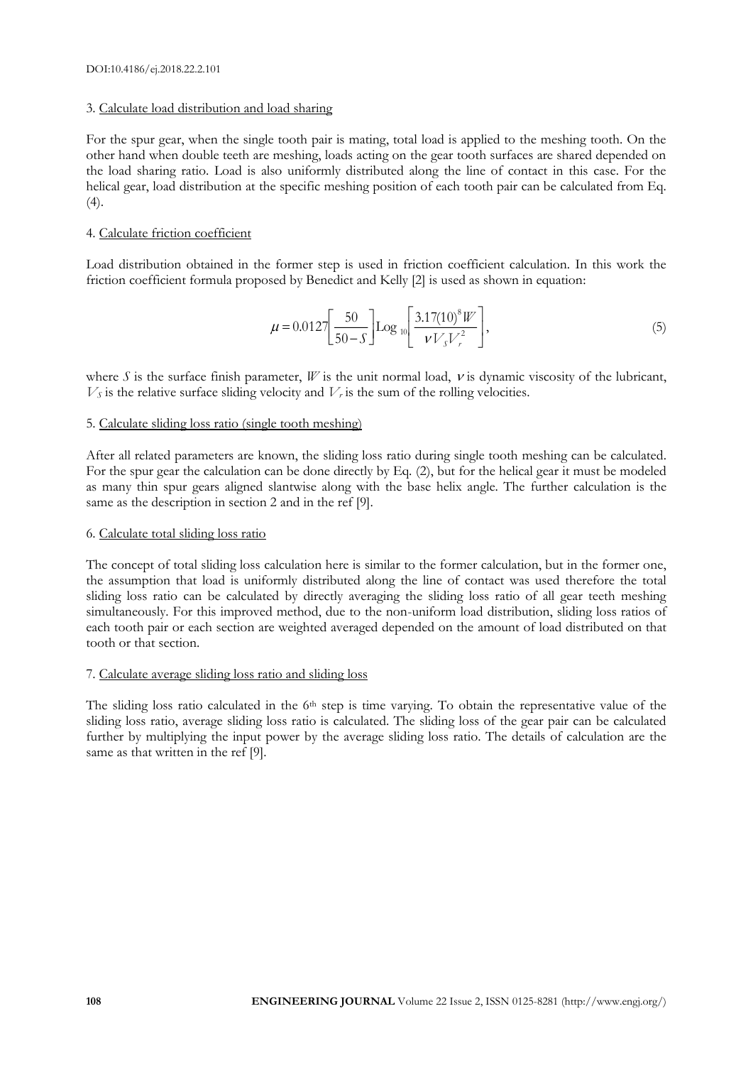3. Calculate load distribution and load sharing

For the spur gear, when the single tooth pair is mating, total load is applied to the meshing tooth. On the other hand when double teeth are meshing, loads acting on the gear tooth surfaces are shared depended on the load sharing ratio. Load is also uniformly distributed along the line of contact in this case. For the helical gear, load distribution at the specific meshing position of each tooth pair can be calculated from Eq. (4).

4. Calculate friction coefficient

Load distribution obtained in the former step is used in friction coefficient calculation. In this work the friction coefficient formula proposed by Benedict and Kelly [2] is used as shown in equation:

$$\mu = 0.0127\left[\frac{50}{50-S}\right]\mathrm{Log}_{10}\left[\frac{3.17(10)^8 W}{\nu V_S V_r^2}\right], \tag{5}$$

where $S$ is the surface finish parameter, $W$ is the unit normal load, $\nu$ is dynamic viscosity of the lubricant, $V_S$ is the relative surface sliding velocity and $V_r$ is the sum of the rolling velocities.

5. Calculate sliding loss ratio (single tooth meshing)

After all related parameters are known, the sliding loss ratio during single tooth meshing can be calculated. For the spur gear the calculation can be done directly by Eq. (2), but for the helical gear it must be modeled as many thin spur gears aligned slantwise along with the base helix angle. The further calculation is the same as the description in section 2 and in the ref [9].

6. Calculate total sliding loss ratio

The concept of total sliding loss calculation here is similar to the former calculation, but in the former one, the assumption that load is uniformly distributed along the line of contact was used therefore the total sliding loss ratio can be calculated by directly averaging the sliding loss ratio of all gear teeth meshing simultaneously. For this improved method, due to the non-uniform load distribution, sliding loss ratios of each tooth pair or each section are weighted averaged depended on the amount of load distributed on that tooth or that section.

7. Calculate average sliding loss ratio and sliding loss

The sliding loss ratio calculated in the 6th step is time varying. To obtain the representative value of the sliding loss ratio, average sliding loss ratio is calculated. The sliding loss of the gear pair can be calculated further by multiplying the input power by the average sliding loss ratio. The details of calculation are the same as that written in the ref [9].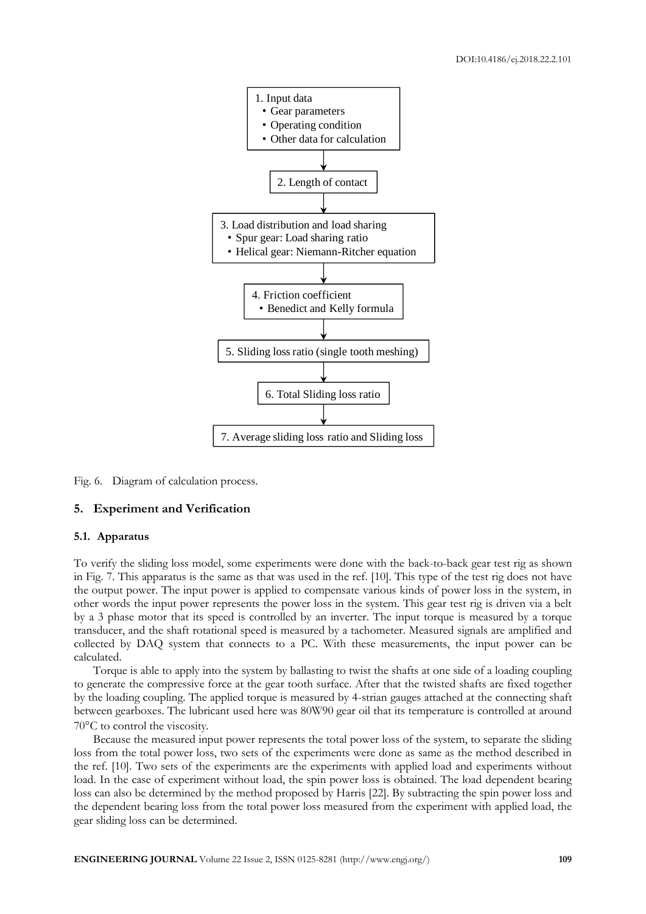1. Input data
   - Gear parameters
   - Operating condition
   - Other data for calculation

↓

2. Length of contact

↓

3. Load distribution and load sharing
   - Spur gear: Load sharing ratio
   - Helical gear: Niemann-Ritcher equation

↓

4. Friction coefficient
   - Benedict and Kelly formula

↓

5. Sliding loss ratio (single tooth meshing)

↓

6. Total Sliding loss ratio

↓

7. Average sliding loss ratio and Sliding loss

Fig. 6. Diagram of calculation process.

## 5. Experiment and Verification

### 5.1. Apparatus

To verify the sliding loss model, some experiments were done with the back-to-back gear test rig as shown in Fig. 7. This apparatus is the same as that was used in the ref. [10]. This type of the test rig does not have the output power. The input power is applied to compensate various kinds of power loss in the system, in other words the input power represents the power loss in the system. This gear test rig is driven via a belt by a 3 phase motor that its speed is controlled by an inverter. The input torque is measured by a torque transducer, and the shaft rotational speed is measured by a tachometer. Measured signals are amplified and collected by DAQ system that connects to a PC. With these measurements, the input power can be calculated.

Torque is able to apply into the system by ballasting to twist the shafts at one side of a loading coupling to generate the compressive force at the gear tooth surface. After that the twisted shafts are fixed together by the loading coupling. The applied torque is measured by 4-strian gauges attached at the connecting shaft between gearboxes. The lubricant used here was 80W90 gear oil that its temperature is controlled at around 70°C to control the viscosity.

Because the measured input power represents the total power loss of the system, to separate the sliding loss from the total power loss, two sets of the experiments were done as same as the method described in the ref. [10]. Two sets of the experiments are the experiments with applied load and experiments without load. In the case of experiment without load, the spin power loss is obtained. The load dependent bearing loss can also be determined by the method proposed by Harris [22]. By subtracting the spin power loss and the dependent bearing loss from the total power loss measured from the experiment with applied load, the gear sliding loss can be determined.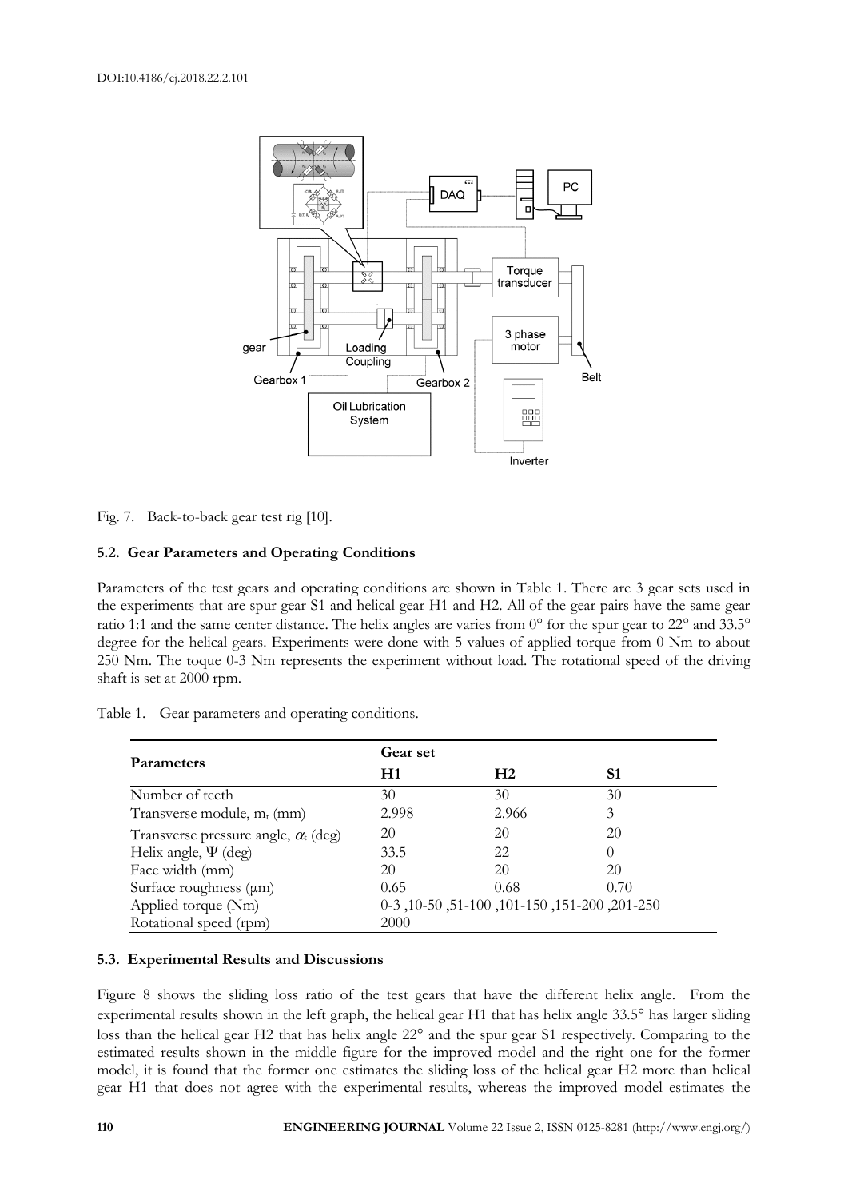DOI:10.4186/ej.2018.22.2.101

Fig. 7. Back-to-back gear test rig [10].

### 5.2. Gear Parameters and Operating Conditions

Parameters of the test gears and operating conditions are shown in Table 1. There are 3 gear sets used in the experiments that are spur gear S1 and helical gear H1 and H2. All of the gear pairs have the same gear ratio 1:1 and the same center distance. The helix angles are varies from 0° for the spur gear to 22° and 33.5° degree for the helical gears. Experiments were done with 5 values of applied torque from 0 Nm to about 250 Nm. The toque 0-3 Nm represents the experiment without load. The rotational speed of the driving shaft is set at 2000 rpm.

Table 1. Gear parameters and operating conditions.

| Parameters | Gear set | | |
|---|---|---|---|
| | H1 | H2 | S1 |
| Number of teeth | 30 | 30 | 30 |
| Transverse module, $m_t$ (mm) | 2.998 | 2.966 | 3 |
| Transverse pressure angle, $\alpha_t$ (deg) | 20 | 20 | 20 |
| Helix angle, $\Psi$ (deg) | 33.5 | 22 | 0 |
| Face width (mm) | 20 | 20 | 20 |
| Surface roughness (μm) | 0.65 | 0.68 | 0.70 |
| Applied torque (Nm) | 0-3 ,10-50 ,51-100 ,101-150 ,151-200 ,201-250 | | |
| Rotational speed (rpm) | 2000 | | |

### 5.3. Experimental Results and Discussions

Figure 8 shows the sliding loss ratio of the test gears that have the different helix angle. From the experimental results shown in the left graph, the helical gear H1 that has helix angle 33.5° has larger sliding loss than the helical gear H2 that has helix angle 22° and the spur gear S1 respectively. Comparing to the estimated results shown in the middle figure for the improved model and the right one for the former model, it is found that the former one estimates the sliding loss of the helical gear H2 more than helical gear H1 that does not agree with the experimental results, whereas the improved model estimates the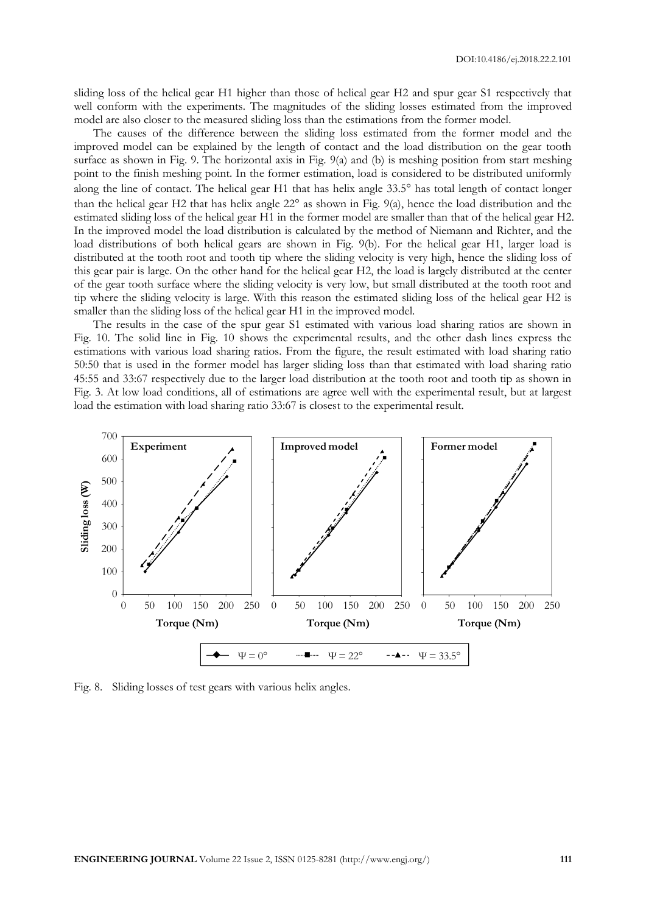sliding loss of the helical gear H1 higher than those of helical gear H2 and spur gear S1 respectively that well conform with the experiments. The magnitudes of the sliding losses estimated from the improved model are also closer to the measured sliding loss than the estimations from the former model.

The causes of the difference between the sliding loss estimated from the former model and the improved model can be explained by the length of contact and the load distribution on the gear tooth surface as shown in Fig. 9. The horizontal axis in Fig. 9(a) and (b) is meshing position from start meshing point to the finish meshing point. In the former estimation, load is considered to be distributed uniformly along the line of contact. The helical gear H1 that has helix angle 33.5° has total length of contact longer than the helical gear H2 that has helix angle 22° as shown in Fig. 9(a), hence the load distribution and the estimated sliding loss of the helical gear H1 in the former model are smaller than that of the helical gear H2. In the improved model the load distribution is calculated by the method of Niemann and Richter, and the load distributions of both helical gears are shown in Fig. 9(b). For the helical gear H1, larger load is distributed at the tooth root and tooth tip where the sliding velocity is very high, hence the sliding loss of this gear pair is large. On the other hand for the helical gear H2, the load is largely distributed at the center of the gear tooth surface where the sliding velocity is very low, but small distributed at the tooth root and tip where the sliding velocity is large. With this reason the estimated sliding loss of the helical gear H2 is smaller than the sliding loss of the helical gear H1 in the improved model.

The results in the case of the spur gear S1 estimated with various load sharing ratios are shown in Fig. 10. The solid line in Fig. 10 shows the experimental results, and the other dash lines express the estimations with various load sharing ratios. From the figure, the result estimated with load sharing ratio 50:50 that is used in the former model has larger sliding loss than that estimated with load sharing ratio 45:55 and 33:67 respectively due to the larger load distribution at the tooth root and tooth tip as shown in Fig. 3. At low load conditions, all of estimations are agree well with the experimental result, but at largest load the estimation with load sharing ratio 33:67 is closest to the experimental result.

Fig. 8. Sliding losses of test gears with various helix angles.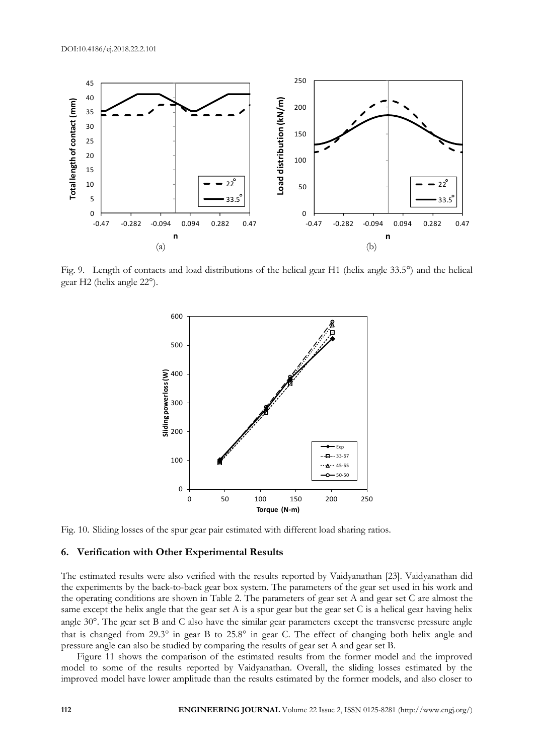Fig. 9. Length of contacts and load distributions of the helical gear H1 (helix angle 33.5°) and the helical gear H2 (helix angle 22°).

Fig. 10. Sliding losses of the spur gear pair estimated with different load sharing ratios.

## 6. Verification with Other Experimental Results

The estimated results were also verified with the results reported by Vaidyanathan [23]. Vaidyanathan did the experiments by the back-to-back gear box system. The parameters of the gear set used in his work and the operating conditions are shown in Table 2. The parameters of gear set A and gear set C are almost the same except the helix angle that the gear set A is a spur gear but the gear set C is a helical gear having helix angle 30°. The gear set B and C also have the similar gear parameters except the transverse pressure angle that is changed from 29.3° in gear B to 25.8° in gear C. The effect of changing both helix angle and pressure angle can also be studied by comparing the results of gear set A and gear set B.

Figure 11 shows the comparison of the estimated results from the former model and the improved model to some of the results reported by Vaidyanathan. Overall, the sliding losses estimated by the improved model have lower amplitude than the results estimated by the former models, and also closer to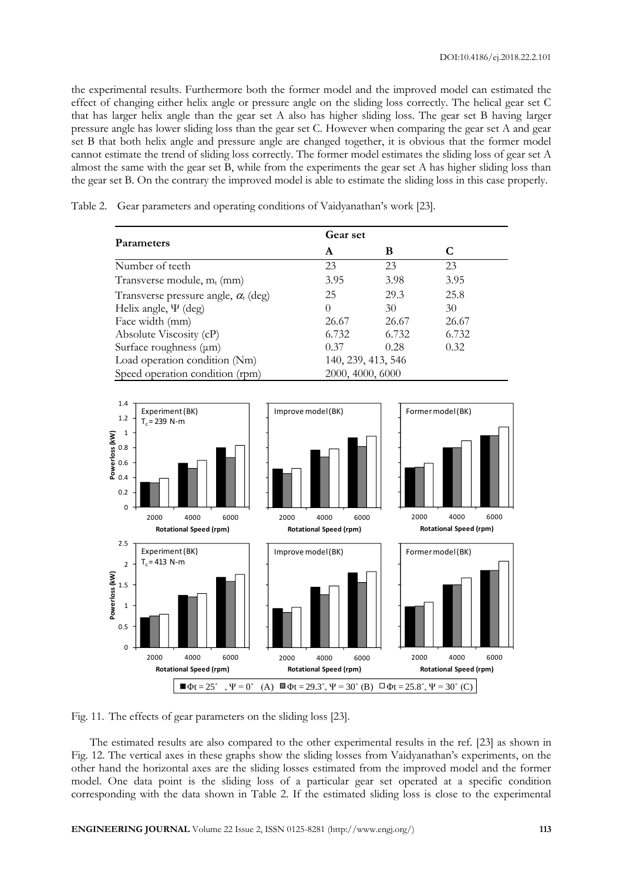the experimental results. Furthermore both the former model and the improved model can estimated the effect of changing either helix angle or pressure angle on the sliding loss correctly. The helical gear set C that has larger helix angle than the gear set A also has higher sliding loss. The gear set B having larger pressure angle has lower sliding loss than the gear set C. However when comparing the gear set A and gear set B that both helix angle and pressure angle are changed together, it is obvious that the former model cannot estimate the trend of sliding loss correctly. The former model estimates the sliding loss of gear set A almost the same with the gear set B, while from the experiments the gear set A has higher sliding loss than the gear set B. On the contrary the improved model is able to estimate the sliding loss in this case properly.

Table 2. Gear parameters and operating conditions of Vaidyanathan's work [23].

| Parameters | Gear set | | |
|---|---|---|---|
| | A | B | C |
| Number of teeth | 23 | 23 | 23 |
| Transverse module, $m_t$ (mm) | 3.95 | 3.98 | 3.95 |
| Transverse pressure angle, $\alpha_t$ (deg) | 25 | 29.3 | 25.8 |
| Helix angle, $\Psi$ (deg) | 0 | 30 | 30 |
| Face width (mm) | 26.67 | 26.67 | 26.67 |
| Absolute Viscosity (cP) | 6.732 | 6.732 | 6.732 |
| Surface roughness (μm) | 0.37 | 0.28 | 0.32 |
| Load operation condition (Nm) | 140, 239, 413, 546 | | |
| Speed operation condition (rpm) | 2000, 4000, 6000 | | |

Fig. 11. The effects of gear parameters on the sliding loss [23].

The estimated results are also compared to the other experimental results in the ref. [23] as shown in Fig. 12. The vertical axes in these graphs show the sliding losses from Vaidyanathan's experiments, on the other hand the horizontal axes are the sliding losses estimated from the improved model and the former model. One data point is the sliding loss of a particular gear set operated at a specific condition corresponding with the data shown in Table 2. If the estimated sliding loss is close to the experimental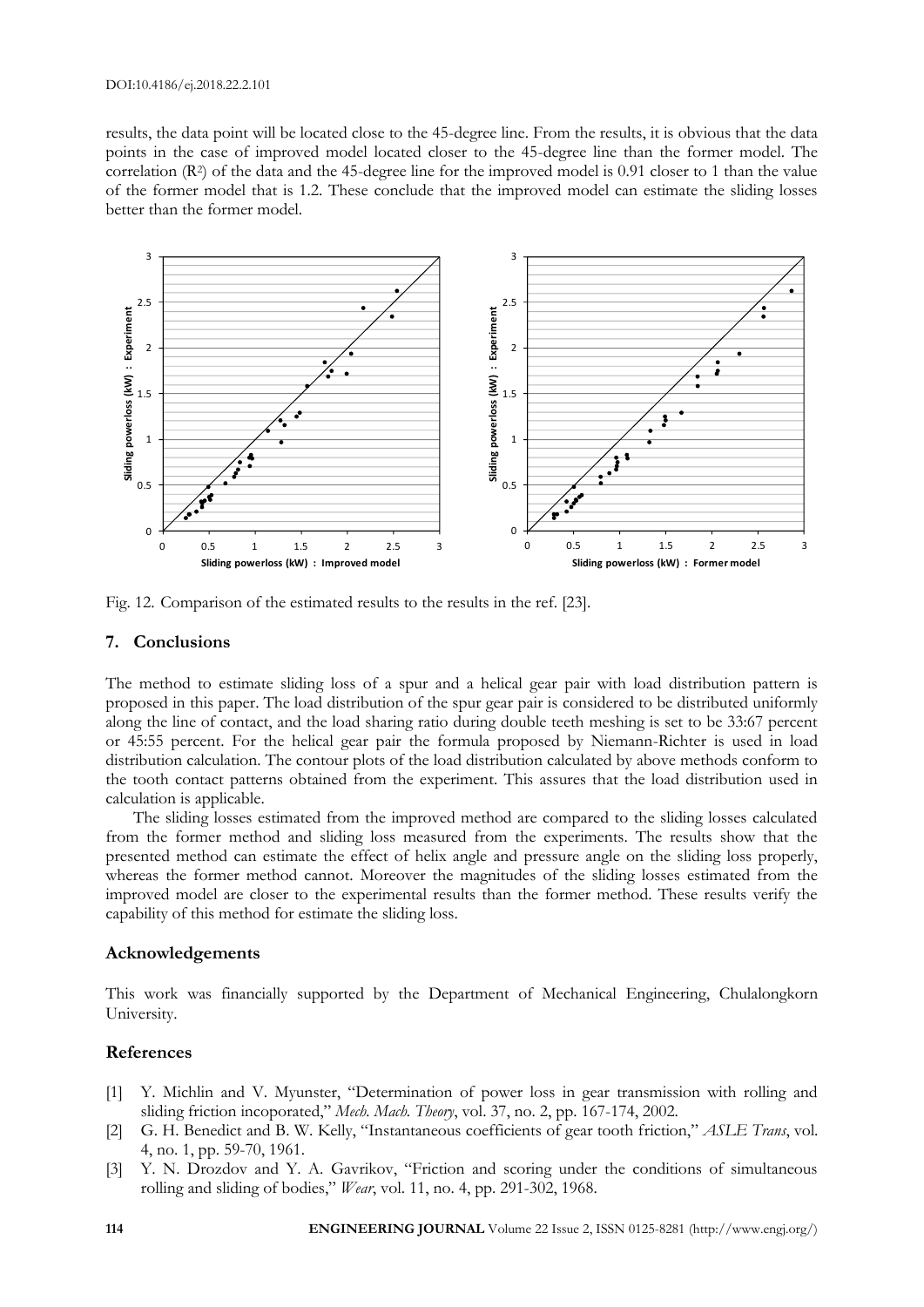results, the data point will be located close to the 45-degree line. From the results, it is obvious that the data points in the case of improved model located closer to the 45-degree line than the former model. The correlation ($R^2$) of the data and the 45-degree line for the improved model is 0.91 closer to 1 than the value of the former model that is 1.2. These conclude that the improved model can estimate the sliding losses better than the former model.

Fig. 12. Comparison of the estimated results to the results in the ref. [23].

## 7. Conclusions

The method to estimate sliding loss of a spur and a helical gear pair with load distribution pattern is proposed in this paper. The load distribution of the spur gear pair is considered to be distributed uniformly along the line of contact, and the load sharing ratio during double teeth meshing is set to be 33:67 percent or 45:55 percent. For the helical gear pair the formula proposed by Niemann-Richter is used in load distribution calculation. The contour plots of the load distribution calculated by above methods conform to the tooth contact patterns obtained from the experiment. This assures that the load distribution used in calculation is applicable.

The sliding losses estimated from the improved method are compared to the sliding losses calculated from the former method and sliding loss measured from the experiments. The results show that the presented method can estimate the effect of helix angle and pressure angle on the sliding loss properly, whereas the former method cannot. Moreover the magnitudes of the sliding losses estimated from the improved model are closer to the experimental results than the former method. These results verify the capability of this method for estimate the sliding loss.

## Acknowledgements

This work was financially supported by the Department of Mechanical Engineering, Chulalongkorn University.

## References

[1] Y. Michlin and V. Myunster, "Determination of power loss in gear transmission with rolling and sliding friction incoporated," *Mech. Mach. Theory*, vol. 37, no. 2, pp. 167-174, 2002.

[2] G. H. Benedict and B. W. Kelly, "Instantaneous coefficients of gear tooth friction," *ASLE Trans*, vol. 4, no. 1, pp. 59-70, 1961.

[3] Y. N. Drozdov and Y. A. Gavrikov, "Friction and scoring under the conditions of simultaneous rolling and sliding of bodies," *Wear*, vol. 11, no. 4, pp. 291-302, 1968.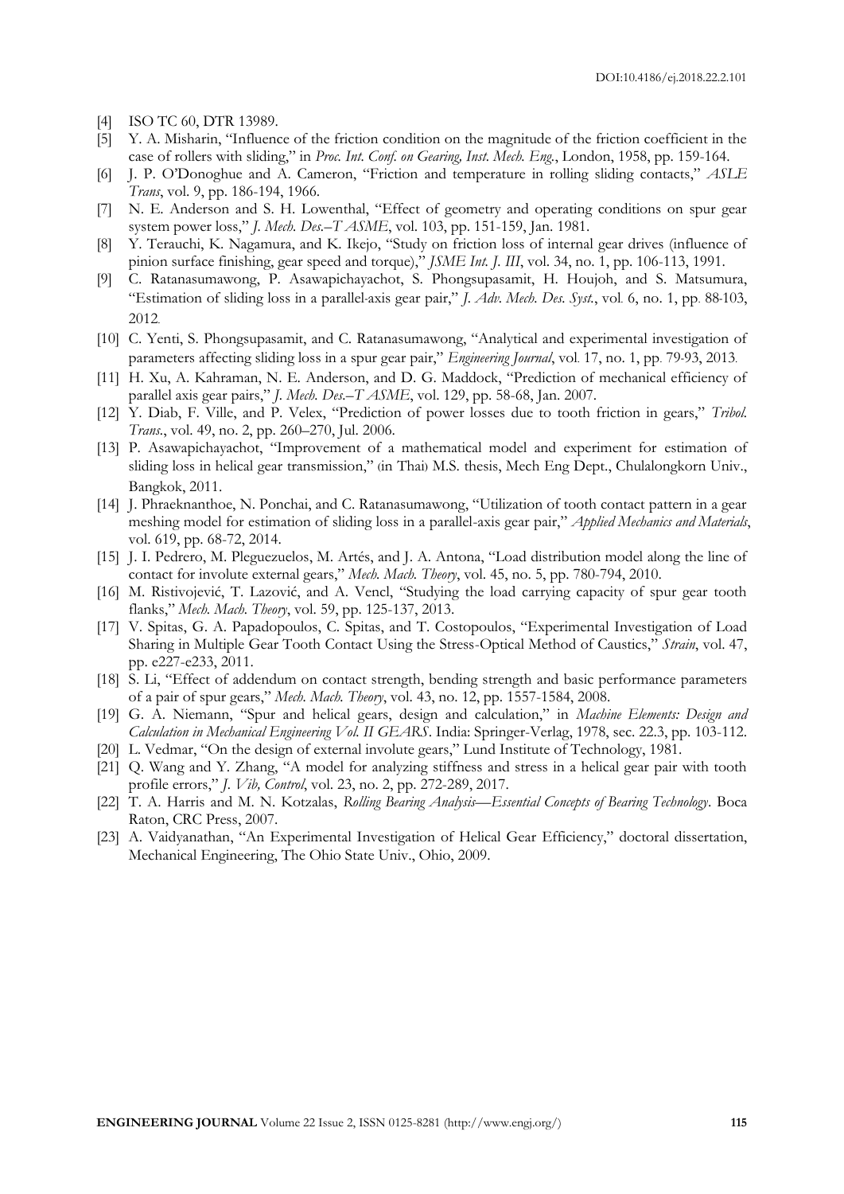[4] ISO TC 60, DTR 13989.

[5] Y. A. Misharin, "Influence of the friction condition on the magnitude of the friction coefficient in the case of rollers with sliding," in *Proc. Int. Conf. on Gearing, Inst. Mech. Eng.*, London, 1958, pp. 159-164.

[6] J. P. O'Donoghue and A. Cameron, "Friction and temperature in rolling sliding contacts," *ASLE Trans*, vol. 9, pp. 186-194, 1966.

[7] N. E. Anderson and S. H. Lowenthal, "Effect of geometry and operating conditions on spur gear system power loss," *J. Mech. Des.–T ASME*, vol. 103, pp. 151-159, Jan. 1981.

[8] Y. Terauchi, K. Nagamura, and K. Ikejo, "Study on friction loss of internal gear drives (influence of pinion surface finishing, gear speed and torque)," *JSME Int. J. III*, vol. 34, no. 1, pp. 106-113, 1991.

[9] C. Ratanasumawong, P. Asawapichayachot, S. Phongsupasamit, H. Houjoh, and S. Matsumura, "Estimation of sliding loss in a parallel-axis gear pair," *J. Adv. Mech. Des. Syst.*, vol. 6, no. 1, pp. 88-103, 2012.

[10] C. Yenti, S. Phongsupasamit, and C. Ratanasumawong, "Analytical and experimental investigation of parameters affecting sliding loss in a spur gear pair," *Engineering Journal*, vol. 17, no. 1, pp. 79-93, 2013.

[11] H. Xu, A. Kahraman, N. E. Anderson, and D. G. Maddock, "Prediction of mechanical efficiency of parallel axis gear pairs," *J. Mech. Des.–T ASME*, vol. 129, pp. 58-68, Jan. 2007.

[12] Y. Diab, F. Ville, and P. Velex, "Prediction of power losses due to tooth friction in gears," *Tribol. Trans.*, vol. 49, no. 2, pp. 260–270, Jul. 2006.

[13] P. Asawapichayachot, "Improvement of a mathematical model and experiment for estimation of sliding loss in helical gear transmission," (in Thai) M.S. thesis, Mech Eng Dept., Chulalongkorn Univ., Bangkok, 2011.

[14] J. Phraeknanthoe, N. Ponchai, and C. Ratanasumawong, "Utilization of tooth contact pattern in a gear meshing model for estimation of sliding loss in a parallel-axis gear pair," *Applied Mechanics and Materials*, vol. 619, pp. 68-72, 2014.

[15] J. I. Pedrero, M. Pleguezuelos, M. Artés, and J. A. Antona, "Load distribution model along the line of contact for involute external gears," *Mech. Mach. Theory*, vol. 45, no. 5, pp. 780-794, 2010.

[16] M. Ristivojević, T. Lazović, and A. Vencl, "Studying the load carrying capacity of spur gear tooth flanks," *Mech. Mach. Theory*, vol. 59, pp. 125-137, 2013.

[17] V. Spitas, G. A. Papadopoulos, C. Spitas, and T. Costopoulos, "Experimental Investigation of Load Sharing in Multiple Gear Tooth Contact Using the Stress-Optical Method of Caustics," *Strain*, vol. 47, pp. e227-e233, 2011.

[18] S. Li, "Effect of addendum on contact strength, bending strength and basic performance parameters of a pair of spur gears," *Mech. Mach. Theory*, vol. 43, no. 12, pp. 1557-1584, 2008.

[19] G. A. Niemann, "Spur and helical gears, design and calculation," in *Machine Elements: Design and Calculation in Mechanical Engineering Vol. II GEARS*. India: Springer-Verlag, 1978, sec. 22.3, pp. 103-112.

[20] L. Vedmar, "On the design of external involute gears," Lund Institute of Technology, 1981.

[21] Q. Wang and Y. Zhang, "A model for analyzing stiffness and stress in a helical gear pair with tooth profile errors," *J. Vib, Control*, vol. 23, no. 2, pp. 272-289, 2017.

[22] T. A. Harris and M. N. Kotzalas, *Rolling Bearing Analysis—Essential Concepts of Bearing Technology*. Boca Raton, CRC Press, 2007.

[23] A. Vaidyanathan, "An Experimental Investigation of Helical Gear Efficiency," doctoral dissertation, Mechanical Engineering, The Ohio State Univ., Ohio, 2009.